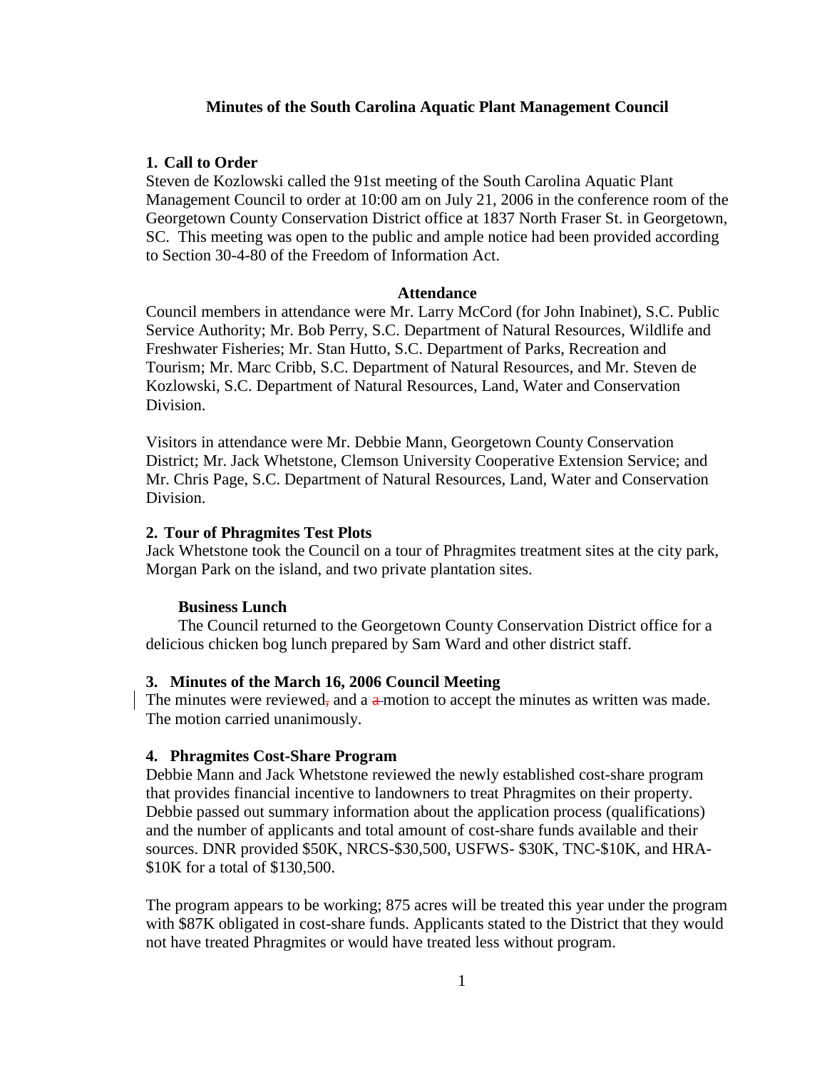**Minutes of the South Carolina Aquatic Plant Management Council**

## 1. Call to Order

Steven de Kozlowski called the 91st meeting of the South Carolina Aquatic Plant Management Council to order at 10:00 am on July 21, 2006 in the conference room of the Georgetown County Conservation District office at 1837 North Fraser St. in Georgetown, SC. This meeting was open to the public and ample notice had been provided according to Section 30-4-80 of the Freedom of Information Act.

**Attendance**

Council members in attendance were Mr. Larry McCord (for John Inabinet), S.C. Public Service Authority; Mr. Bob Perry, S.C. Department of Natural Resources, Wildlife and Freshwater Fisheries; Mr. Stan Hutto, S.C. Department of Parks, Recreation and Tourism; Mr. Marc Cribb, S.C. Department of Natural Resources, and Mr. Steven de Kozlowski, S.C. Department of Natural Resources, Land, Water and Conservation Division.

Visitors in attendance were Mr. Debbie Mann, Georgetown County Conservation District; Mr. Jack Whetstone, Clemson University Cooperative Extension Service; and Mr. Chris Page, S.C. Department of Natural Resources, Land, Water and Conservation Division.

## 2. Tour of Phragmites Test Plots

Jack Whetstone took the Council on a tour of Phragmites treatment sites at the city park, Morgan Park on the island, and two private plantation sites.

**Business Lunch**

The Council returned to the Georgetown County Conservation District office for a delicious chicken bog lunch prepared by Sam Ward and other district staff.

## 3. Minutes of the March 16, 2006 Council Meeting

The minutes were reviewed~~,~~ and a ~~a~~ motion to accept the minutes as written was made. The motion carried unanimously.

## 4. Phragmites Cost-Share Program

Debbie Mann and Jack Whetstone reviewed the newly established cost-share program that provides financial incentive to landowners to treat Phragmites on their property. Debbie passed out summary information about the application process (qualifications) and the number of applicants and total amount of cost-share funds available and their sources. DNR provided $50K, NRCS-$30,500, USFWS- $30K, TNC-$10K, and HRA-$10K for a total of $130,500.

The program appears to be working; 875 acres will be treated this year under the program with $87K obligated in cost-share funds. Applicants stated to the District that they would not have treated Phragmites or would have treated less without program.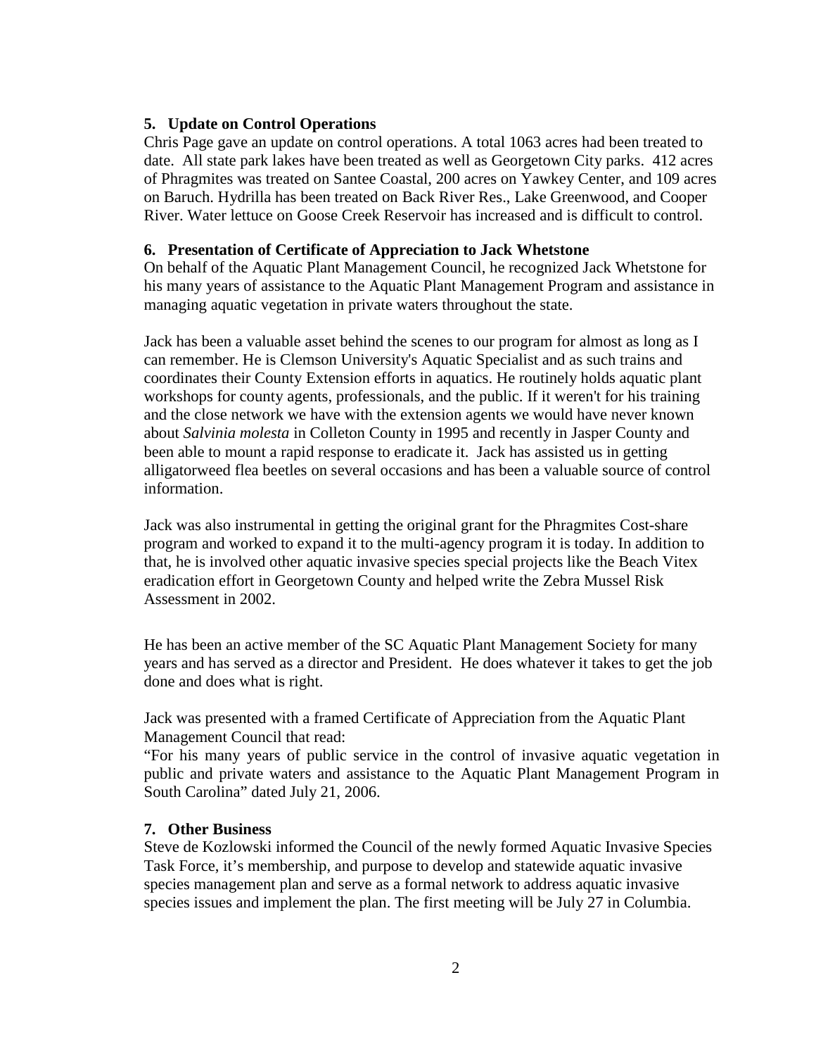**5. Update on Control Operations**

Chris Page gave an update on control operations. A total 1063 acres had been treated to date. All state park lakes have been treated as well as Georgetown City parks. 412 acres of Phragmites was treated on Santee Coastal, 200 acres on Yawkey Center, and 109 acres on Baruch. Hydrilla has been treated on Back River Res., Lake Greenwood, and Cooper River. Water lettuce on Goose Creek Reservoir has increased and is difficult to control.

**6. Presentation of Certificate of Appreciation to Jack Whetstone**

On behalf of the Aquatic Plant Management Council, he recognized Jack Whetstone for his many years of assistance to the Aquatic Plant Management Program and assistance in managing aquatic vegetation in private waters throughout the state.

Jack has been a valuable asset behind the scenes to our program for almost as long as I can remember. He is Clemson University's Aquatic Specialist and as such trains and coordinates their County Extension efforts in aquatics. He routinely holds aquatic plant workshops for county agents, professionals, and the public. If it weren't for his training and the close network we have with the extension agents we would have never known about *Salvinia molesta* in Colleton County in 1995 and recently in Jasper County and been able to mount a rapid response to eradicate it. Jack has assisted us in getting alligatorweed flea beetles on several occasions and has been a valuable source of control information.

Jack was also instrumental in getting the original grant for the Phragmites Cost-share program and worked to expand it to the multi-agency program it is today. In addition to that, he is involved other aquatic invasive species special projects like the Beach Vitex eradication effort in Georgetown County and helped write the Zebra Mussel Risk Assessment in 2002.

He has been an active member of the SC Aquatic Plant Management Society for many years and has served as a director and President. He does whatever it takes to get the job done and does what is right.

Jack was presented with a framed Certificate of Appreciation from the Aquatic Plant Management Council that read:
"For his many years of public service in the control of invasive aquatic vegetation in public and private waters and assistance to the Aquatic Plant Management Program in South Carolina" dated July 21, 2006.

**7. Other Business**

Steve de Kozlowski informed the Council of the newly formed Aquatic Invasive Species Task Force, it's membership, and purpose to develop and statewide aquatic invasive species management plan and serve as a formal network to address aquatic invasive species issues and implement the plan. The first meeting will be July 27 in Columbia.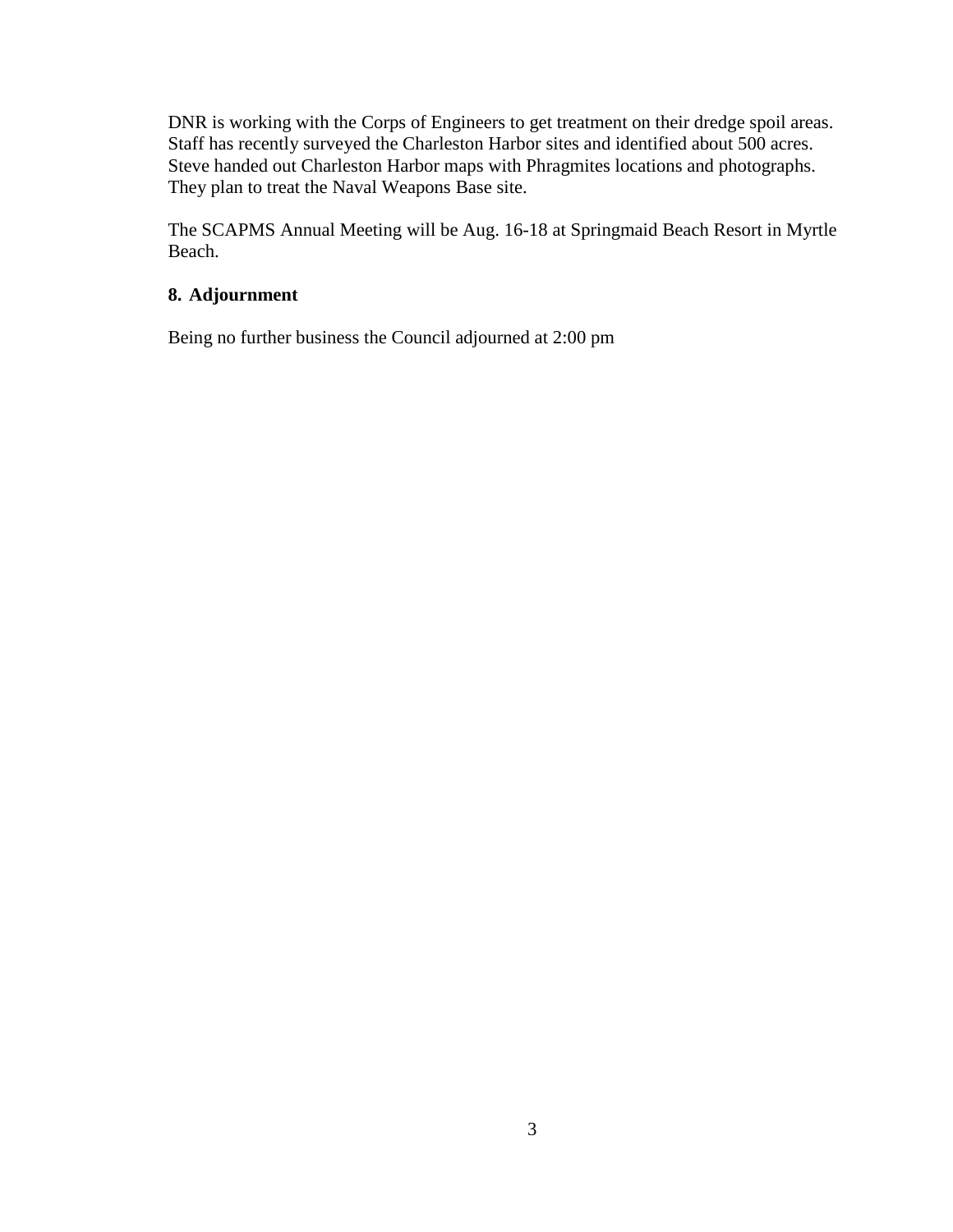DNR is working with the Corps of Engineers to get treatment on their dredge spoil areas. Staff has recently surveyed the Charleston Harbor sites and identified about 500 acres. Steve handed out Charleston Harbor maps with Phragmites locations and photographs. They plan to treat the Naval Weapons Base site.

The SCAPMS Annual Meeting will be Aug. 16-18 at Springmaid Beach Resort in Myrtle Beach.

**8. Adjournment**

Being no further business the Council adjourned at 2:00 pm